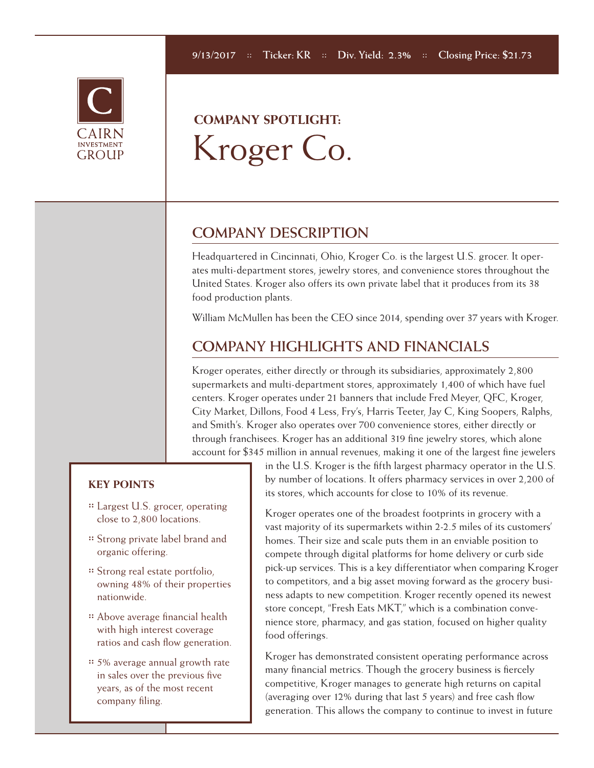9/13/2017 :: Ticker: KR :: Div. Yield: 2.3% :: Closing Price: $21.73

CAIRN INVESTMENT GROUP

**COMPANY SPOTLIGHT:**

# Kroger Co.

## COMPANY DESCRIPTION

Headquartered in Cincinnati, Ohio, Kroger Co. is the largest U.S. grocer. It operates multi-department stores, jewelry stores, and convenience stores throughout the United States. Kroger also offers its own private label that it produces from its 38 food production plants.

William McMullen has been the CEO since 2014, spending over 37 years with Kroger.

## COMPANY HIGHLIGHTS AND FINANCIALS

Kroger operates, either directly or through its subsidiaries, approximately 2,800 supermarkets and multi-department stores, approximately 1,400 of which have fuel centers. Kroger operates under 21 banners that include Fred Meyer, QFC, Kroger, City Market, Dillons, Food 4 Less, Fry's, Harris Teeter, Jay C, King Soopers, Ralphs, and Smith's. Kroger also operates over 700 convenience stores, either directly or through franchisees. Kroger has an additional 319 fine jewelry stores, which alone account for $345 million in annual revenues, making it one of the largest fine jewelers in the U.S. Kroger is the fifth largest pharmacy operator in the U.S. by number of locations. It offers pharmacy services in over 2,200 of its stores, which accounts for close to 10% of its revenue.

Kroger operates one of the broadest footprints in grocery with a vast majority of its supermarkets within 2-2.5 miles of its customers' homes. Their size and scale puts them in an enviable position to compete through digital platforms for home delivery or curb side pick-up services. This is a key differentiator when comparing Kroger to competitors, and a big asset moving forward as the grocery business adapts to new competition. Kroger recently opened its newest store concept, "Fresh Eats MKT," which is a combination convenience store, pharmacy, and gas station, focused on higher quality food offerings.

Kroger has demonstrated consistent operating performance across many financial metrics. Though the grocery business is fiercely competitive, Kroger manages to generate high returns on capital (averaging over 12% during that last 5 years) and free cash flow generation. This allows the company to continue to invest in future

### KEY POINTS

- Largest U.S. grocer, operating close to 2,800 locations.
- Strong private label brand and organic offering.
- Strong real estate portfolio, owning 48% of their properties nationwide.
- Above average financial health with high interest coverage ratios and cash flow generation.
- 5% average annual growth rate in sales over the previous five years, as of the most recent company filing.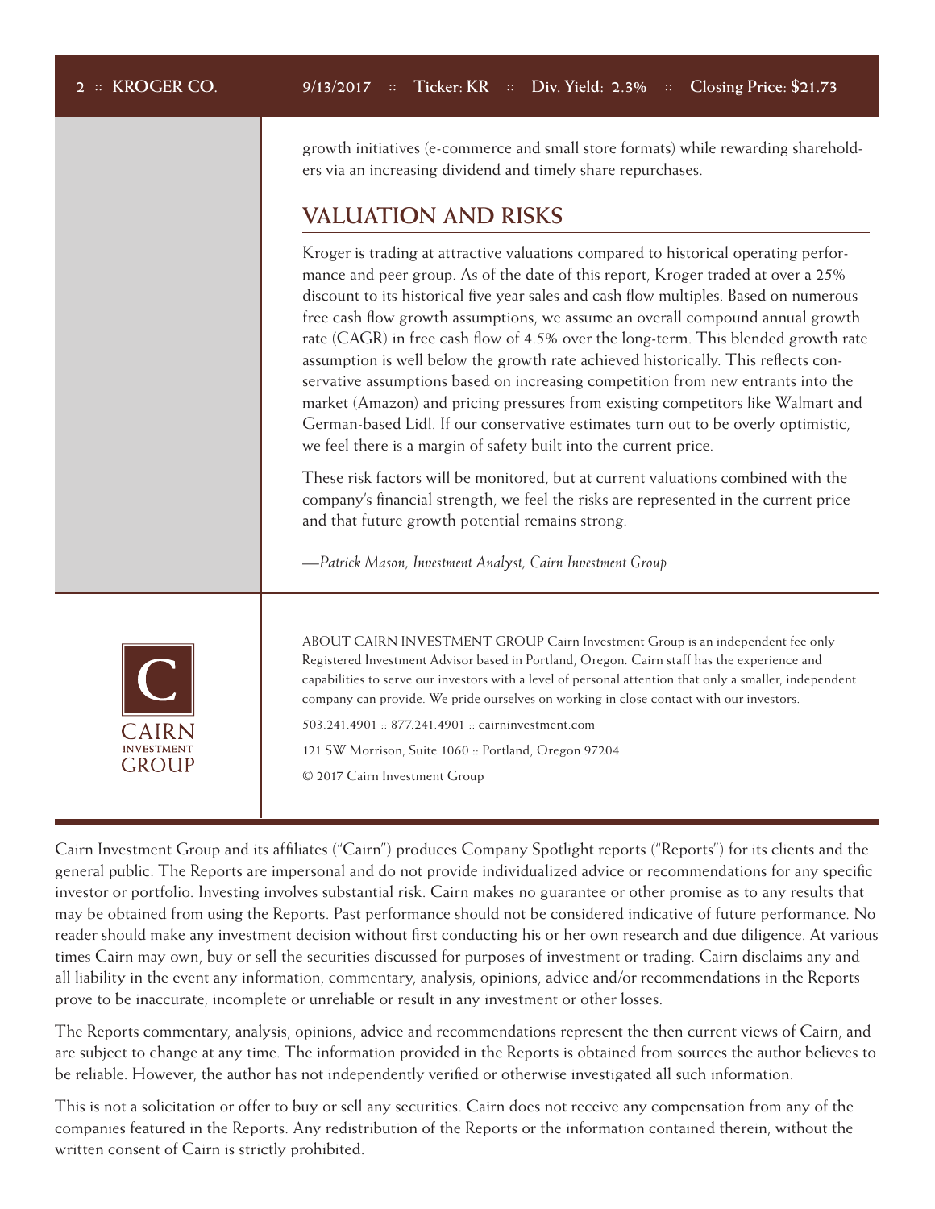growth initiatives (e-commerce and small store formats) while rewarding shareholders via an increasing dividend and timely share repurchases.

## VALUATION AND RISKS

Kroger is trading at attractive valuations compared to historical operating performance and peer group. As of the date of this report, Kroger traded at over a 25% discount to its historical five year sales and cash flow multiples. Based on numerous free cash flow growth assumptions, we assume an overall compound annual growth rate (CAGR) in free cash flow of 4.5% over the long-term. This blended growth rate assumption is well below the growth rate achieved historically. This reflects conservative assumptions based on increasing competition from new entrants into the market (Amazon) and pricing pressures from existing competitors like Walmart and German-based Lidl. If our conservative estimates turn out to be overly optimistic, we feel there is a margin of safety built into the current price.

These risk factors will be monitored, but at current valuations combined with the company's financial strength, we feel the risks are represented in the current price and that future growth potential remains strong.

*—Patrick Mason, Investment Analyst, Cairn Investment Group*

C
CAIRN
INVESTMENT
GROUP

ABOUT CAIRN INVESTMENT GROUP Cairn Investment Group is an independent fee only Registered Investment Advisor based in Portland, Oregon. Cairn staff has the experience and capabilities to serve our investors with a level of personal attention that only a smaller, independent company can provide. We pride ourselves on working in close contact with our investors.

503.241.4901 :: 877.241.4901 :: cairninvestment.com

121 SW Morrison, Suite 1060 :: Portland, Oregon 97204

© 2017 Cairn Investment Group

Cairn Investment Group and its affiliates ("Cairn") produces Company Spotlight reports ("Reports") for its clients and the general public. The Reports are impersonal and do not provide individualized advice or recommendations for any specific investor or portfolio. Investing involves substantial risk. Cairn makes no guarantee or other promise as to any results that may be obtained from using the Reports. Past performance should not be considered indicative of future performance. No reader should make any investment decision without first conducting his or her own research and due diligence. At various times Cairn may own, buy or sell the securities discussed for purposes of investment or trading. Cairn disclaims any and all liability in the event any information, commentary, analysis, opinions, advice and/or recommendations in the Reports prove to be inaccurate, incomplete or unreliable or result in any investment or other losses.

The Reports commentary, analysis, opinions, advice and recommendations represent the then current views of Cairn, and are subject to change at any time. The information provided in the Reports is obtained from sources the author believes to be reliable. However, the author has not independently verified or otherwise investigated all such information.

This is not a solicitation or offer to buy or sell any securities. Cairn does not receive any compensation from any of the companies featured in the Reports. Any redistribution of the Reports or the information contained therein, without the written consent of Cairn is strictly prohibited.